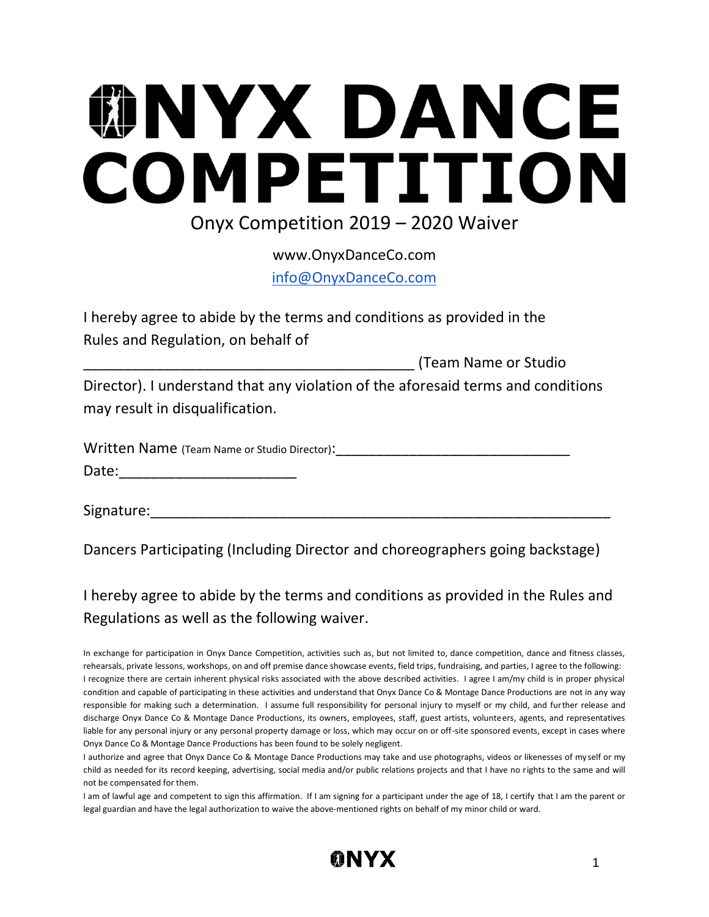# ONYX DANCE COMPETITION

## Onyx Competition 2019 – 2020 Waiver

www.OnyxDanceCo.com

info@OnyxDanceCo.com

I hereby agree to abide by the terms and conditions as provided in the Rules and Regulation, on behalf of

__________________________________________ (Team Name or Studio Director). I understand that any violation of the aforesaid terms and conditions may result in disqualification.

Written Name (Team Name or Studio Director):_______________________________

Date:______________________

Signature:___________________________________________________________

Dancers Participating (Including Director and choreographers going backstage)

I hereby agree to abide by the terms and conditions as provided in the Rules and Regulations as well as the following waiver.

In exchange for participation in Onyx Dance Competition, activities such as, but not limited to, dance competition, dance and fitness classes, rehearsals, private lessons, workshops, on and off premise dance showcase events, field trips, fundraising, and parties, I agree to the following: I recognize there are certain inherent physical risks associated with the above described activities. I agree I am/my child is in proper physical condition and capable of participating in these activities and understand that Onyx Dance Co & Montage Dance Productions are not in any way responsible for making such a determination. I assume full responsibility for personal injury to myself or my child, and further release and discharge Onyx Dance Co & Montage Dance Productions, its owners, employees, staff, guest artists, volunteers, agents, and representatives liable for any personal injury or any personal property damage or loss, which may occur on or off-site sponsored events, except in cases where Onyx Dance Co & Montage Dance Productions has been found to be solely negligent.

I authorize and agree that Onyx Dance Co & Montage Dance Productions may take and use photographs, videos or likenesses of myself or my child as needed for its record keeping, advertising, social media and/or public relations projects and that I have no rights to the same and will not be compensated for them.

I am of lawful age and competent to sign this affirmation. If I am signing for a participant under the age of 18, I certify that I am the parent or legal guardian and have the legal authorization to waive the above-mentioned rights on behalf of my minor child or ward.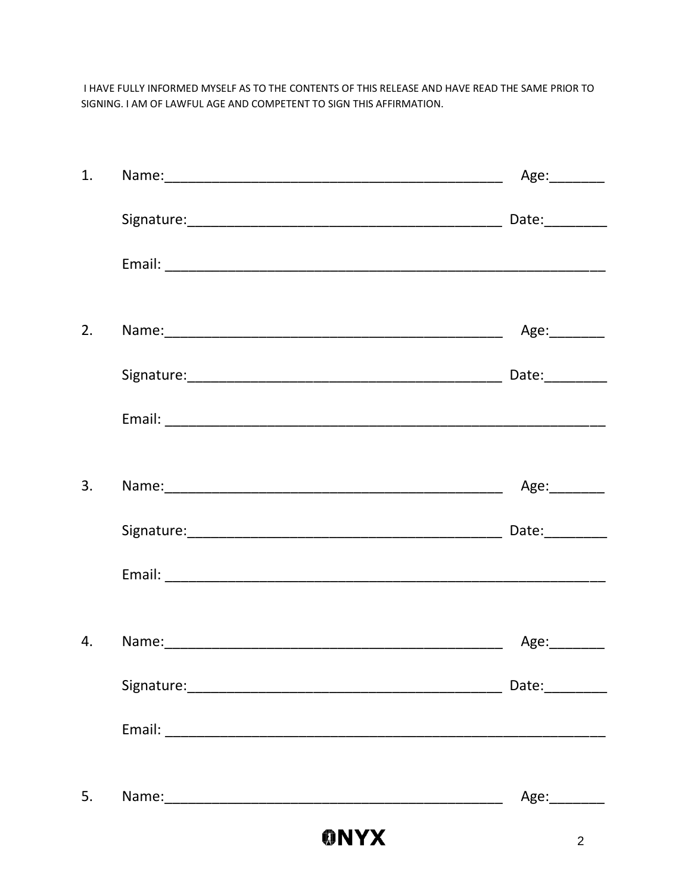I HAVE FULLY INFORMED MYSELF AS TO THE CONTENTS OF THIS RELEASE AND HAVE READ THE SAME PRIOR TO SIGNING. I AM OF LAWFUL AGE AND COMPETENT TO SIGN THIS AFFIRMATION.

1. Name:____________________________________________ Age:_______

   Signature:_________________________________________ Date:________

   Email: _________________________________________________________

2. Name:____________________________________________ Age:_______

   Signature:_________________________________________ Date:________

   Email: _________________________________________________________

3. Name:____________________________________________ Age:_______

   Signature:_________________________________________ Date:________

   Email: _________________________________________________________

4. Name:____________________________________________ Age:_______

   Signature:_________________________________________ Date:________

   Email: _________________________________________________________

5. Name:____________________________________________ Age:_______

ONYX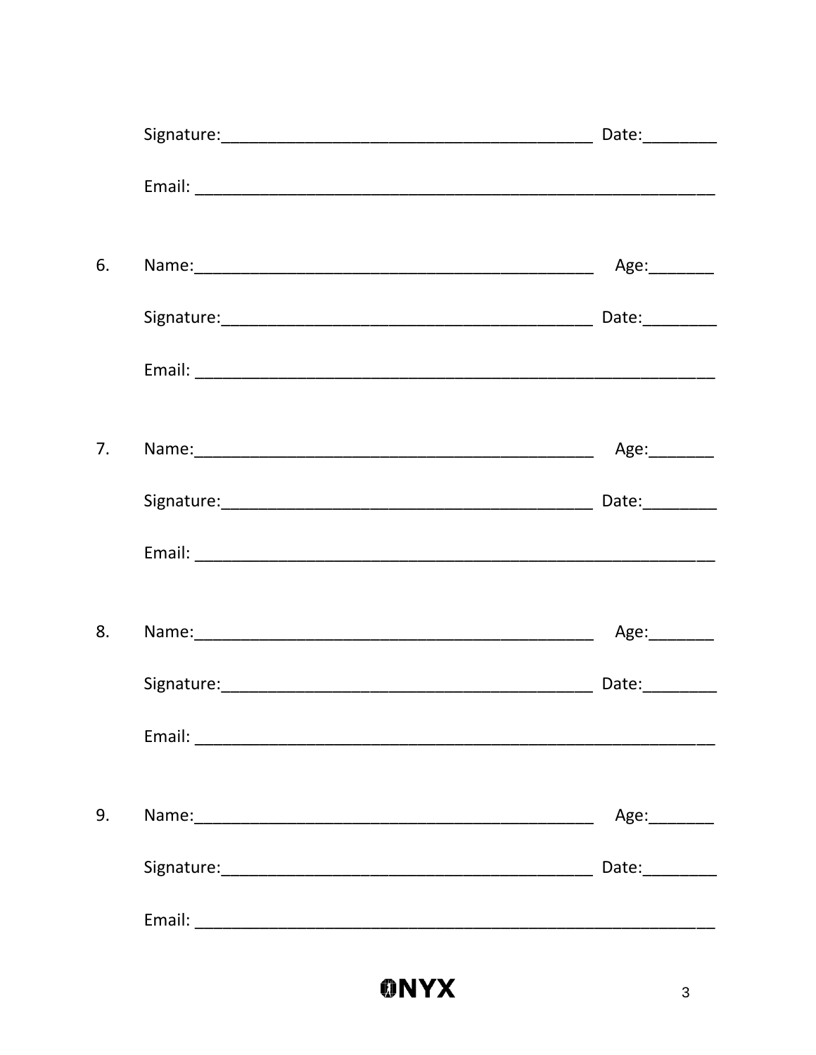Signature:_________________________________________ Date:________

Email: __________________________________________________________

6. Name:____________________________________________ Age:_______

   Signature:_________________________________________ Date:________

   Email: __________________________________________________________

7. Name:____________________________________________ Age:_______

   Signature:_________________________________________ Date:________

   Email: __________________________________________________________

8. Name:____________________________________________ Age:_______

   Signature:_________________________________________ Date:________

   Email: __________________________________________________________

9. Name:____________________________________________ Age:_______

   Signature:_________________________________________ Date:________

   Email: __________________________________________________________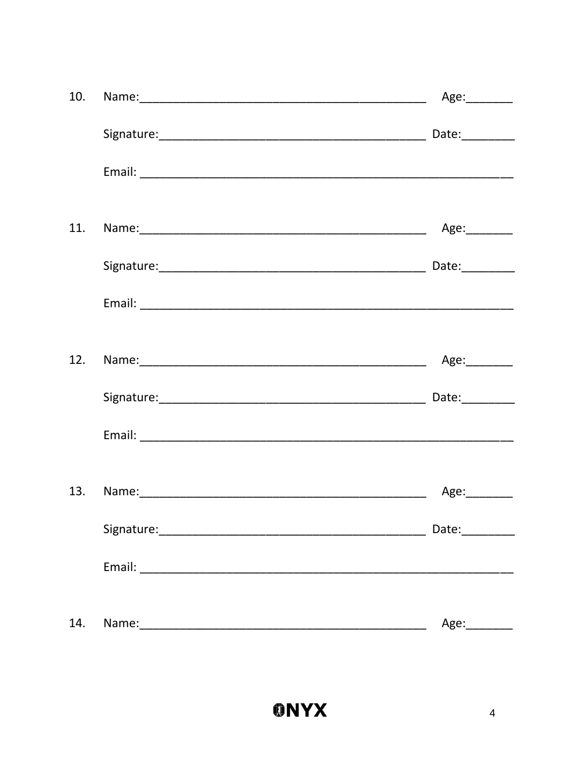10. Name:_____________________________________________ Age:_______

    Signature:_________________________________________ Date:________

    Email: ___________________________________________________________

11. Name:_____________________________________________ Age:_______

    Signature:_________________________________________ Date:________

    Email: ___________________________________________________________

12. Name:_____________________________________________ Age:_______

    Signature:_________________________________________ Date:________

    Email: ___________________________________________________________

13. Name:_____________________________________________ Age:_______

    Signature:_________________________________________ Date:________

    Email: ___________________________________________________________

14. Name:_____________________________________________ Age:_______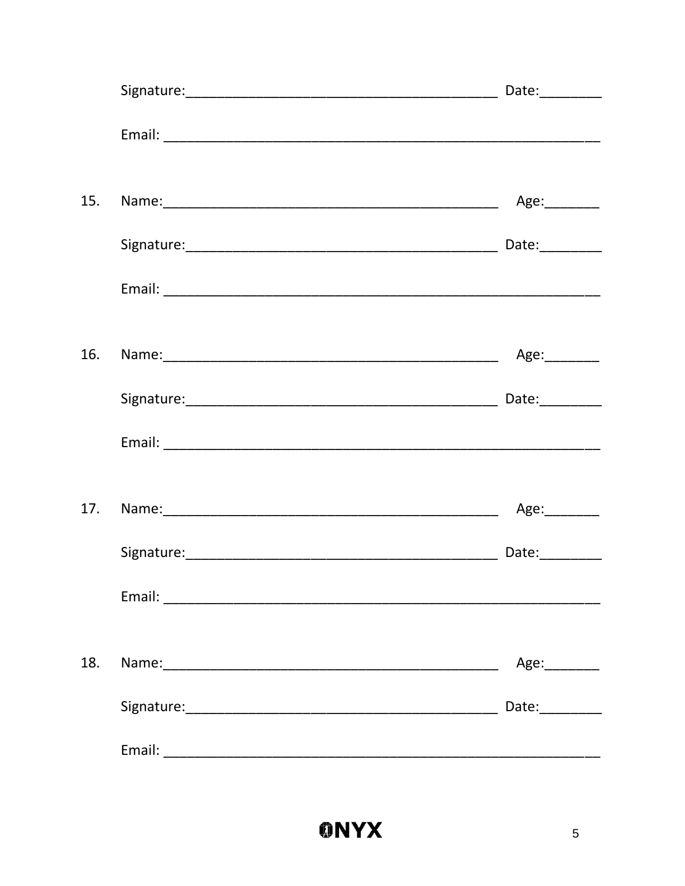Signature:_________________________________________ Date:________

Email: ___________________________________________________________

15. Name:_____________________________________________ Age:_______

    Signature:_________________________________________ Date:________

    Email: ___________________________________________________________

16. Name:_____________________________________________ Age:_______

    Signature:_________________________________________ Date:________

    Email: ___________________________________________________________

17. Name:_____________________________________________ Age:_______

    Signature:_________________________________________ Date:________

    Email: ___________________________________________________________

18. Name:_____________________________________________ Age:_______

    Signature:_________________________________________ Date:________

    Email: ___________________________________________________________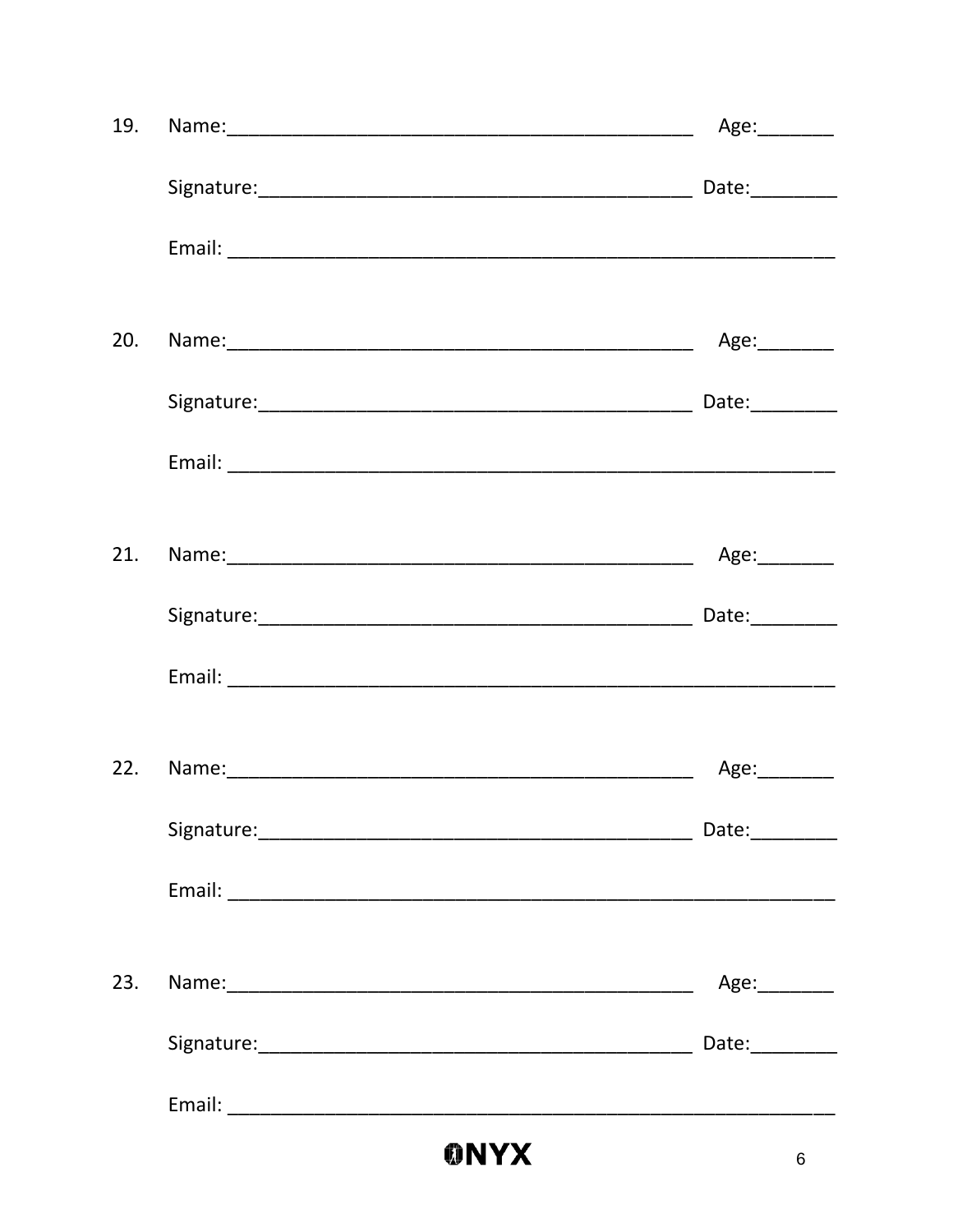19. Name:_____________________________________________ Age:_______

    Signature:_________________________________________ Date:________

    Email: __________________________________________________________

20. Name:_____________________________________________ Age:_______

    Signature:_________________________________________ Date:________

    Email: __________________________________________________________

21. Name:_____________________________________________ Age:_______

    Signature:_________________________________________ Date:________

    Email: __________________________________________________________

22. Name:_____________________________________________ Age:_______

    Signature:_________________________________________ Date:________

    Email: __________________________________________________________

23. Name:_____________________________________________ Age:_______

    Signature:_________________________________________ Date:________

    Email: __________________________________________________________

ONYX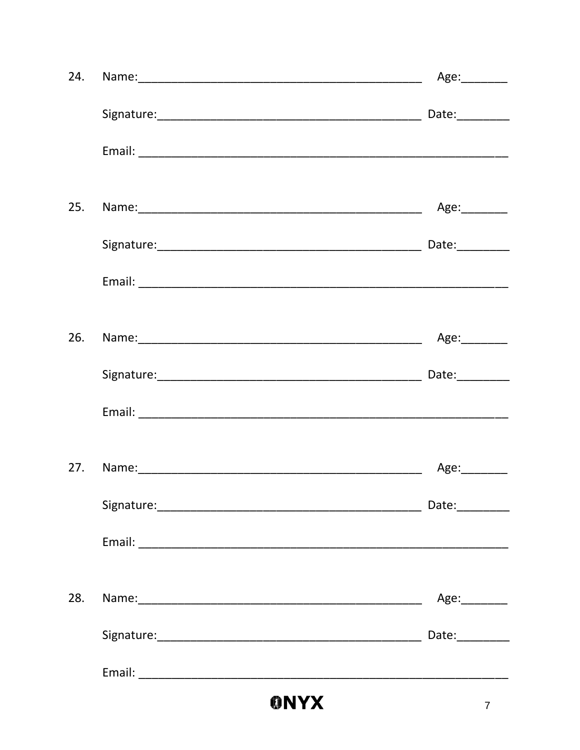24. Name:_____________________________________________ Age:_______

    Signature:_________________________________________ Date:________

    Email: ___________________________________________________________

25. Name:_____________________________________________ Age:_______

    Signature:_________________________________________ Date:________

    Email: ___________________________________________________________

26. Name:_____________________________________________ Age:_______

    Signature:_________________________________________ Date:________

    Email: ___________________________________________________________

27. Name:_____________________________________________ Age:_______

    Signature:_________________________________________ Date:________

    Email: ___________________________________________________________

28. Name:_____________________________________________ Age:_______

    Signature:_________________________________________ Date:________

    Email: ___________________________________________________________

ONYX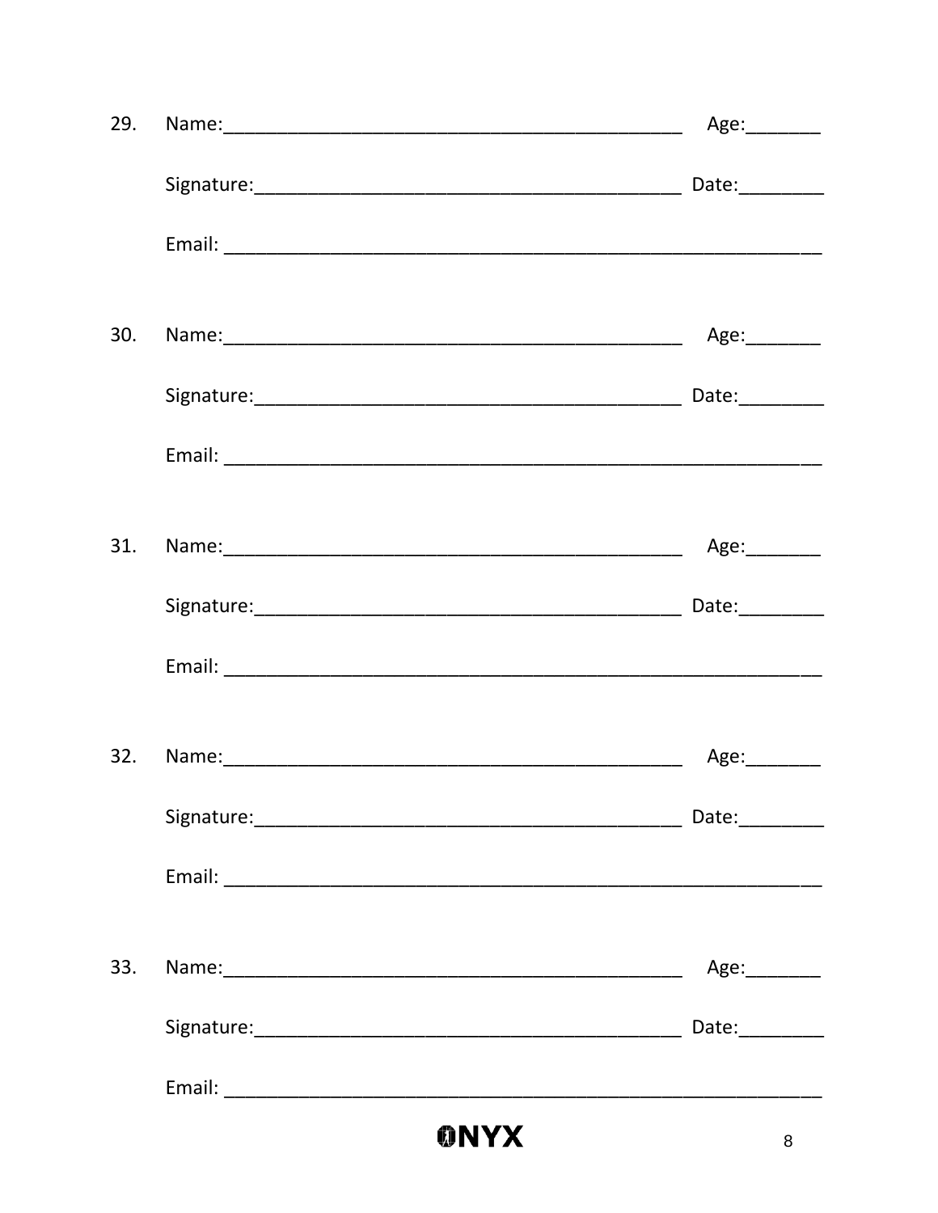29. Name:_____________________________________________ Age:_______

    Signature:__________________________________________ Date:________

    Email: ___________________________________________________________

30. Name:_____________________________________________ Age:_______

    Signature:__________________________________________ Date:________

    Email: ___________________________________________________________

31. Name:_____________________________________________ Age:_______

    Signature:__________________________________________ Date:________

    Email: ___________________________________________________________

32. Name:_____________________________________________ Age:_______

    Signature:__________________________________________ Date:________

    Email: ___________________________________________________________

33. Name:_____________________________________________ Age:_______

    Signature:__________________________________________ Date:________

    Email: ___________________________________________________________

ONYX